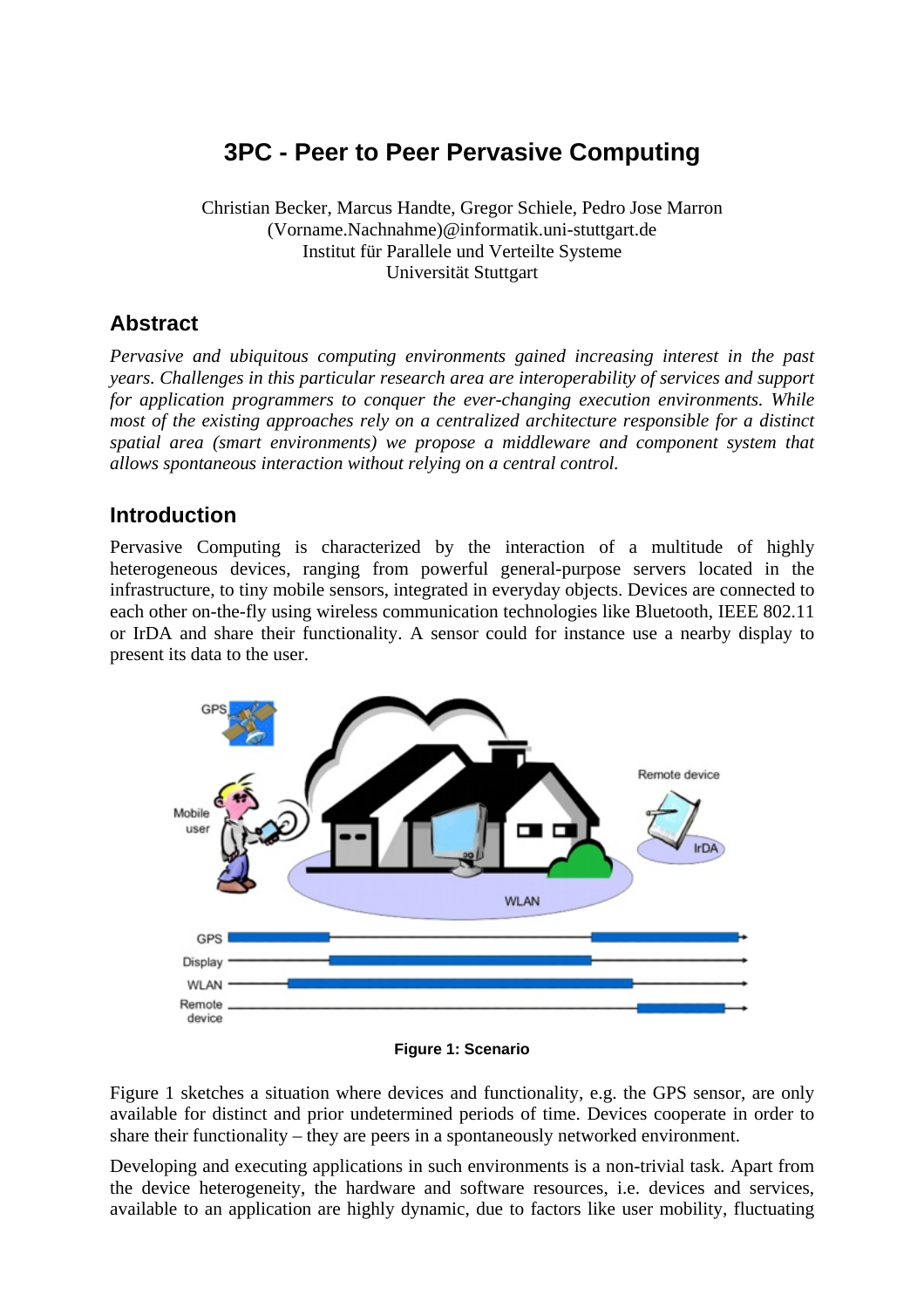# 3PC - Peer to Peer Pervasive Computing

Christian Becker, Marcus Handte, Gregor Schiele, Pedro Jose Marron
(Vorname.Nachnahme)@informatik.uni-stuttgart.de
Institut für Parallele und Verteilte Systeme
Universität Stuttgart

## Abstract

*Pervasive and ubiquitous computing environments gained increasing interest in the past years. Challenges in this particular research area are interoperability of services and support for application programmers to conquer the ever-changing execution environments. While most of the existing approaches rely on a centralized architecture responsible for a distinct spatial area (smart environments) we propose a middleware and component system that allows spontaneous interaction without relying on a central control.*

## Introduction

Pervasive Computing is characterized by the interaction of a multitude of highly heterogeneous devices, ranging from powerful general-purpose servers located in the infrastructure, to tiny mobile sensors, integrated in everyday objects. Devices are connected to each other on-the-fly using wireless communication technologies like Bluetooth, IEEE 802.11 or IrDA and share their functionality. A sensor could for instance use a nearby display to present its data to the user.

**Figure 1: Scenario**

Figure 1 sketches a situation where devices and functionality, e.g. the GPS sensor, are only available for distinct and prior undetermined periods of time. Devices cooperate in order to share their functionality – they are peers in a spontaneously networked environment.

Developing and executing applications in such environments is a non-trivial task. Apart from the device heterogeneity, the hardware and software resources, i.e. devices and services, available to an application are highly dynamic, due to factors like user mobility, fluctuating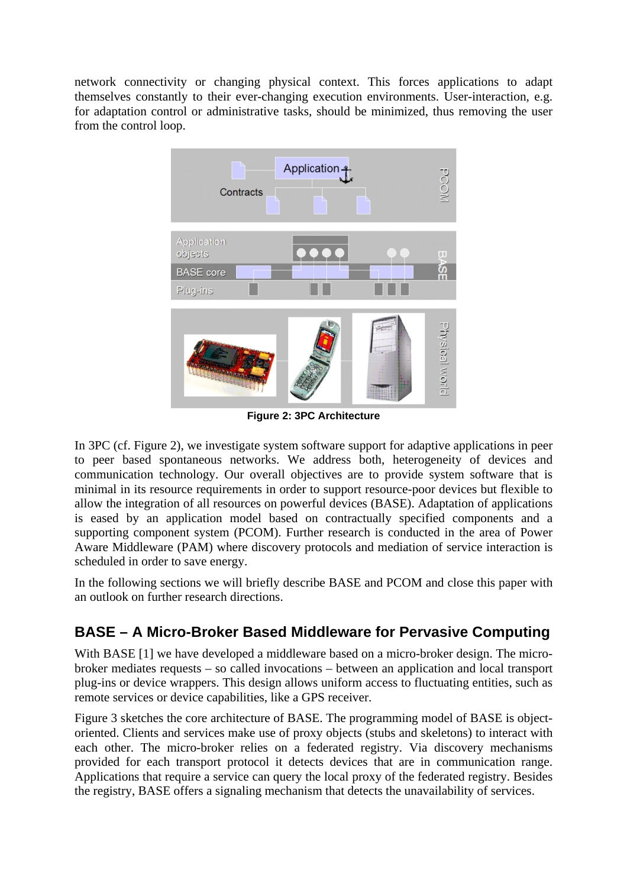network connectivity or changing physical context. This forces applications to adapt themselves constantly to their ever-changing execution environments. User-interaction, e.g. for adaptation control or administrative tasks, should be minimized, thus removing the user from the control loop.

**Figure 2: 3PC Architecture**

In 3PC (cf. Figure 2), we investigate system software support for adaptive applications in peer to peer based spontaneous networks. We address both, heterogeneity of devices and communication technology. Our overall objectives are to provide system software that is minimal in its resource requirements in order to support resource-poor devices but flexible to allow the integration of all resources on powerful devices (BASE). Adaptation of applications is eased by an application model based on contractually specified components and a supporting component system (PCOM). Further research is conducted in the area of Power Aware Middleware (PAM) where discovery protocols and mediation of service interaction is scheduled in order to save energy.

In the following sections we will briefly describe BASE and PCOM and close this paper with an outlook on further research directions.

## BASE – A Micro-Broker Based Middleware for Pervasive Computing

With BASE [1] we have developed a middleware based on a micro-broker design. The micro-broker mediates requests – so called invocations – between an application and local transport plug-ins or device wrappers. This design allows uniform access to fluctuating entities, such as remote services or device capabilities, like a GPS receiver.

Figure 3 sketches the core architecture of BASE. The programming model of BASE is object-oriented. Clients and services make use of proxy objects (stubs and skeletons) to interact with each other. The micro-broker relies on a federated registry. Via discovery mechanisms provided for each transport protocol it detects devices that are in communication range. Applications that require a service can query the local proxy of the federated registry. Besides the registry, BASE offers a signaling mechanism that detects the unavailability of services.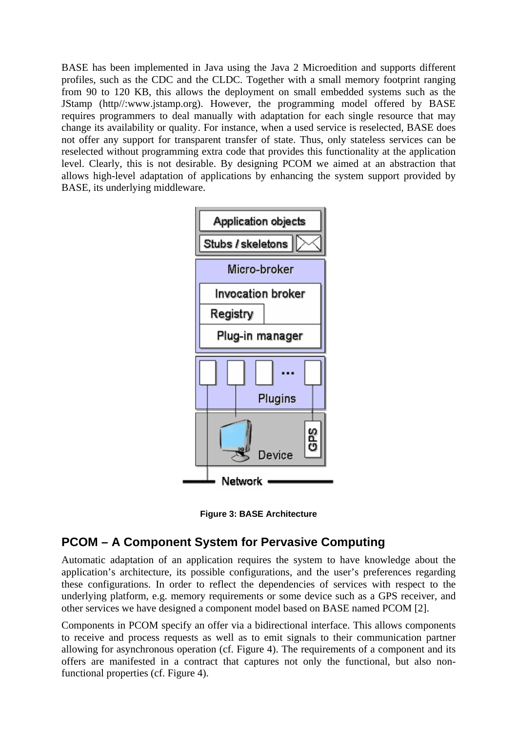BASE has been implemented in Java using the Java 2 Microedition and supports different profiles, such as the CDC and the CLDC. Together with a small memory footprint ranging from 90 to 120 KB, this allows the deployment on small embedded systems such as the JStamp (http//:www.jstamp.org). However, the programming model offered by BASE requires programmers to deal manually with adaptation for each single resource that may change its availability or quality. For instance, when a used service is reselected, BASE does not offer any support for transparent transfer of state. Thus, only stateless services can be reselected without programming extra code that provides this functionality at the application level. Clearly, this is not desirable. By designing PCOM we aimed at an abstraction that allows high-level adaptation of applications by enhancing the system support provided by BASE, its underlying middleware.

**Figure 3: BASE Architecture**

## PCOM – A Component System for Pervasive Computing

Automatic adaptation of an application requires the system to have knowledge about the application's architecture, its possible configurations, and the user's preferences regarding these configurations. In order to reflect the dependencies of services with respect to the underlying platform, e.g. memory requirements or some device such as a GPS receiver, and other services we have designed a component model based on BASE named PCOM [2].

Components in PCOM specify an offer via a bidirectional interface. This allows components to receive and process requests as well as to emit signals to their communication partner allowing for asynchronous operation (cf. Figure 4). The requirements of a component and its offers are manifested in a contract that captures not only the functional, but also non-functional properties (cf. Figure 4).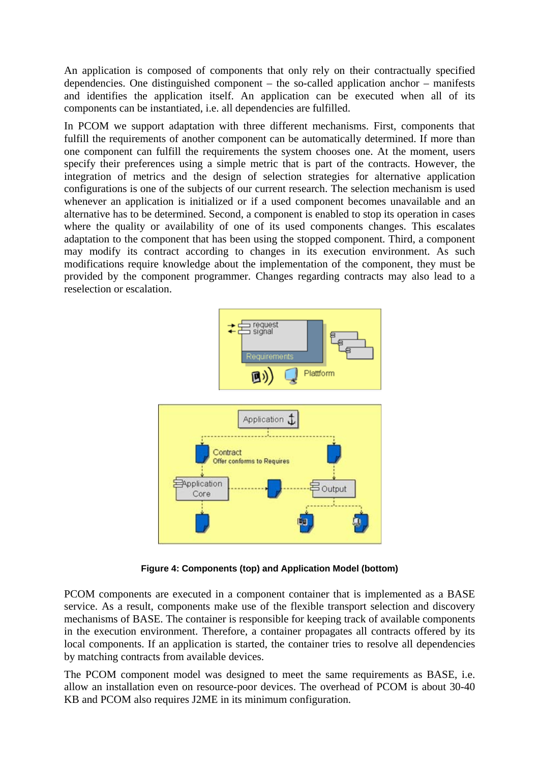An application is composed of components that only rely on their contractually specified dependencies. One distinguished component – the so-called application anchor – manifests and identifies the application itself. An application can be executed when all of its components can be instantiated, i.e. all dependencies are fulfilled.

In PCOM we support adaptation with three different mechanisms. First, components that fulfill the requirements of another component can be automatically determined. If more than one component can fulfill the requirements the system chooses one. At the moment, users specify their preferences using a simple metric that is part of the contracts. However, the integration of metrics and the design of selection strategies for alternative application configurations is one of the subjects of our current research. The selection mechanism is used whenever an application is initialized or if a used component becomes unavailable and an alternative has to be determined. Second, a component is enabled to stop its operation in cases where the quality or availability of one of its used components changes. This escalates adaptation to the component that has been using the stopped component. Third, a component may modify its contract according to changes in its execution environment. As such modifications require knowledge about the implementation of the component, they must be provided by the component programmer. Changes regarding contracts may also lead to a reselection or escalation.

**Figure 4: Components (top) and Application Model (bottom)**

PCOM components are executed in a component container that is implemented as a BASE service. As a result, components make use of the flexible transport selection and discovery mechanisms of BASE. The container is responsible for keeping track of available components in the execution environment. Therefore, a container propagates all contracts offered by its local components. If an application is started, the container tries to resolve all dependencies by matching contracts from available devices.

The PCOM component model was designed to meet the same requirements as BASE, i.e. allow an installation even on resource-poor devices. The overhead of PCOM is about 30-40 KB and PCOM also requires J2ME in its minimum configuration.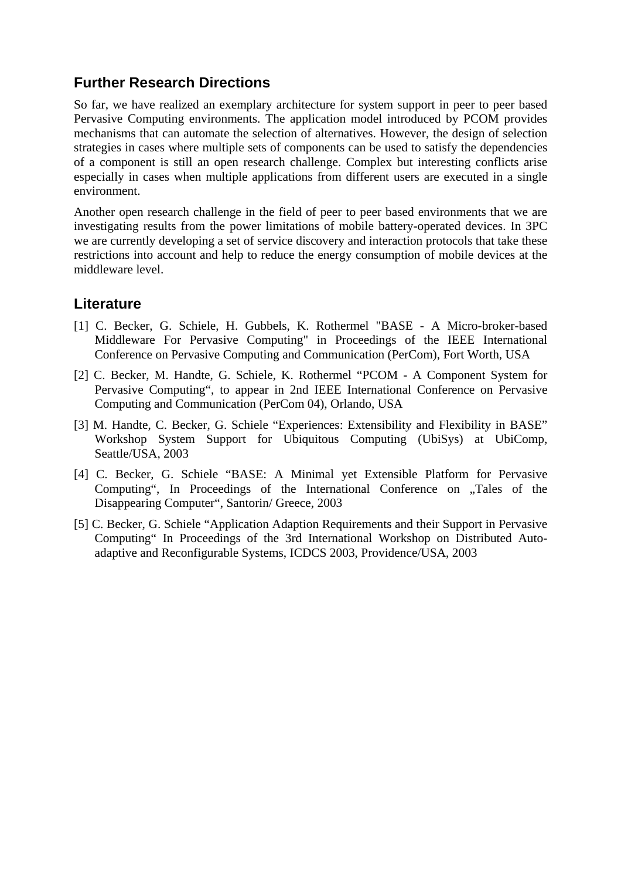## Further Research Directions

So far, we have realized an exemplary architecture for system support in peer to peer based Pervasive Computing environments. The application model introduced by PCOM provides mechanisms that can automate the selection of alternatives. However, the design of selection strategies in cases where multiple sets of components can be used to satisfy the dependencies of a component is still an open research challenge. Complex but interesting conflicts arise especially in cases when multiple applications from different users are executed in a single environment.

Another open research challenge in the field of peer to peer based environments that we are investigating results from the power limitations of mobile battery-operated devices. In 3PC we are currently developing a set of service discovery and interaction protocols that take these restrictions into account and help to reduce the energy consumption of mobile devices at the middleware level.

## Literature

[1] C. Becker, G. Schiele, H. Gubbels, K. Rothermel "BASE - A Micro-broker-based Middleware For Pervasive Computing" in Proceedings of the IEEE International Conference on Pervasive Computing and Communication (PerCom), Fort Worth, USA

[2] C. Becker, M. Handte, G. Schiele, K. Rothermel “PCOM - A Component System for Pervasive Computing“, to appear in 2nd IEEE International Conference on Pervasive Computing and Communication (PerCom 04), Orlando, USA

[3] M. Handte, C. Becker, G. Schiele “Experiences: Extensibility and Flexibility in BASE” Workshop System Support for Ubiquitous Computing (UbiSys) at UbiComp, Seattle/USA, 2003

[4] C. Becker, G. Schiele “BASE: A Minimal yet Extensible Platform for Pervasive Computing“, In Proceedings of the International Conference on „Tales of the Disappearing Computer“, Santorin/ Greece, 2003

[5] C. Becker, G. Schiele “Application Adaption Requirements and their Support in Pervasive Computing“ In Proceedings of the 3rd International Workshop on Distributed Auto-adaptive and Reconfigurable Systems, ICDCS 2003, Providence/USA, 2003